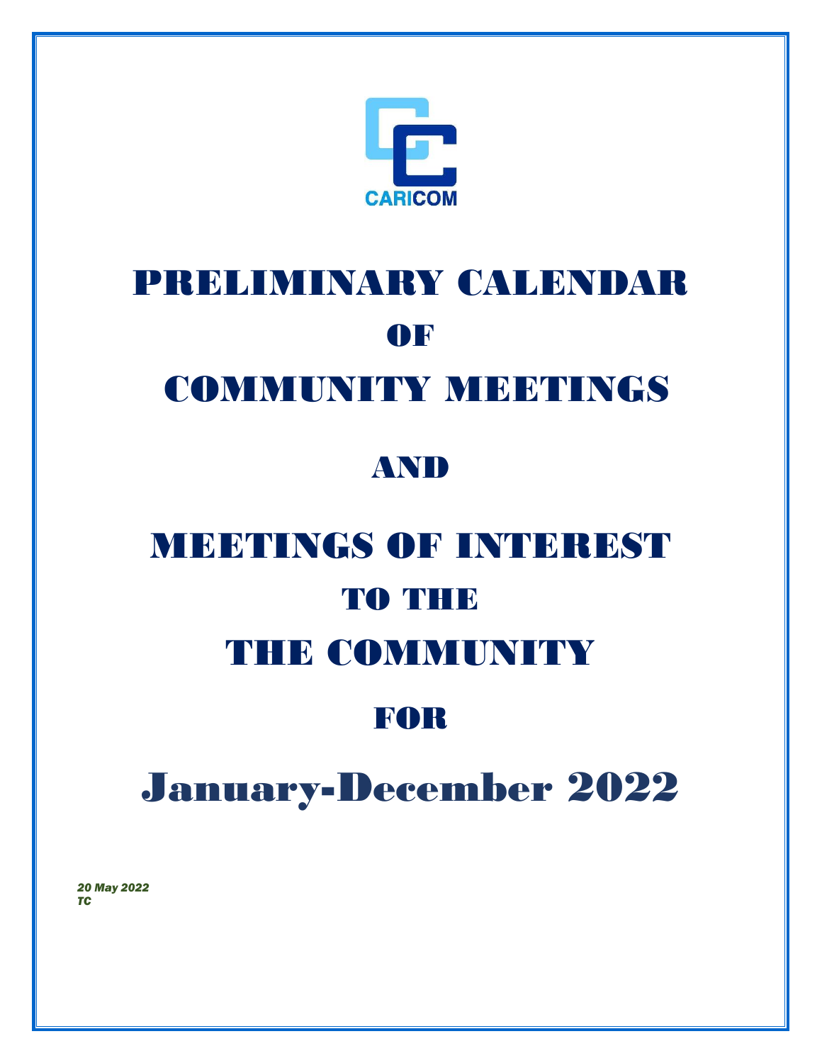CARICOM

# PRELIMINARY CALENDAR OF COMMUNITY MEETINGS AND MEETINGS OF INTEREST TO THE THE COMMUNITY FOR

# January-December 2022

*20 May 2022*
*TC*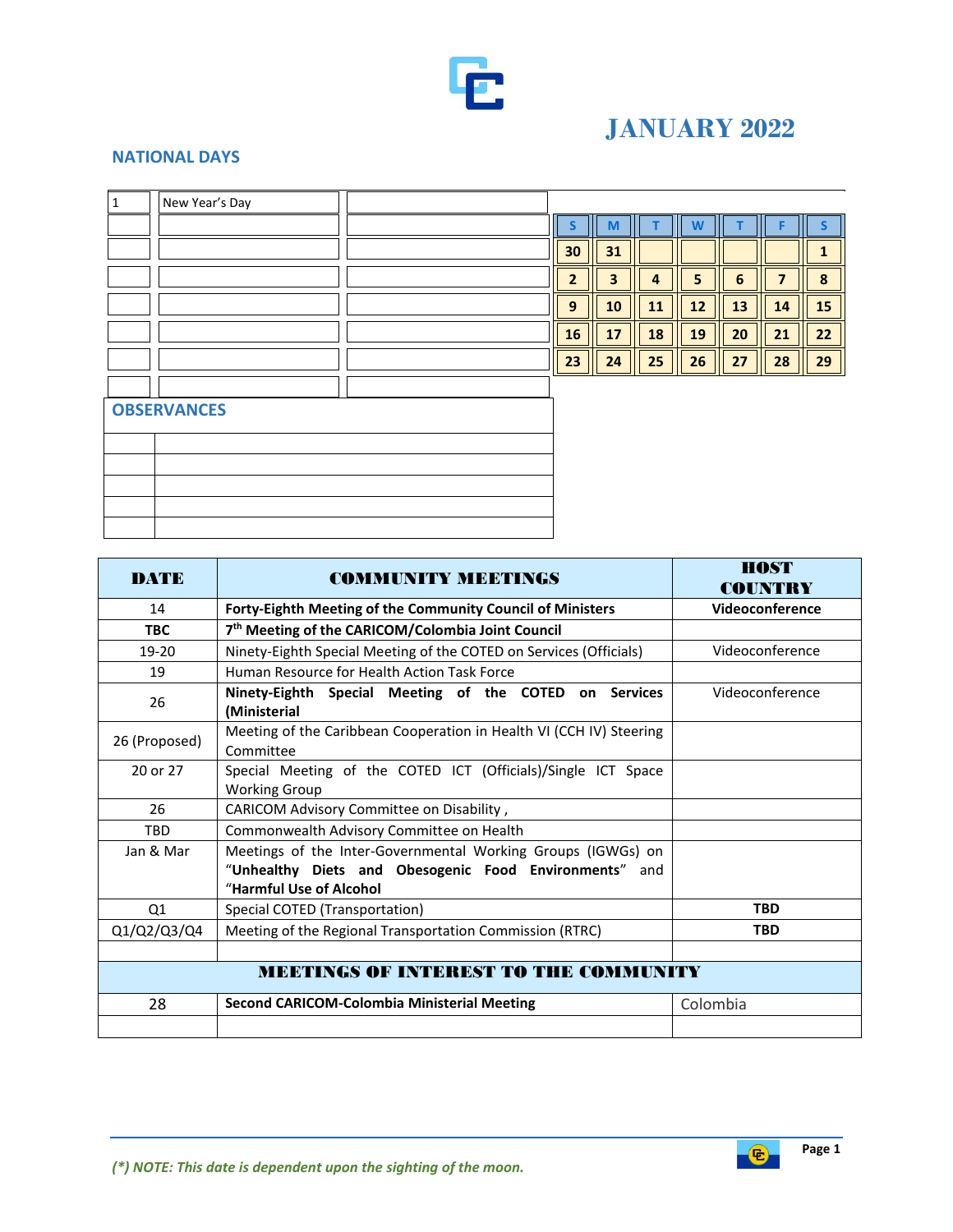# JANUARY 2022

## NATIONAL DAYS

| | | |
|---|---|---|
| 1 | New Year's Day | |

| S | M | T | W | T | F | S |
|---|---|---|---|---|---|---|
| 30 | 31 | | | | | 1 |
| 2 | 3 | 4 | 5 | 6 | 7 | 8 |
| 9 | 10 | 11 | 12 | 13 | 14 | 15 |
| 16 | 17 | 18 | 19 | 20 | 21 | 22 |
| 23 | 24 | 25 | 26 | 27 | 28 | 29 |

## OBSERVANCES

| DATE | COMMUNITY MEETINGS | HOST COUNTRY |
|---|---|---|
| 14 | **Forty-Eighth Meeting of the Community Council of Ministers** | **Videoconference** |
| **TBC** | **7th Meeting of the CARICOM/Colombia Joint Council** | |
| 19-20 | Ninety-Eighth Special Meeting of the COTED on Services (Officials) | Videoconference |
| 19 | Human Resource for Health Action Task Force | |
| 26 | **Ninety-Eighth Special Meeting of the COTED on Services (Ministerial** | Videoconference |
| 26 (Proposed) | Meeting of the Caribbean Cooperation in Health VI (CCH IV) Steering Committee | |
| 20 or 27 | Special Meeting of the COTED ICT (Officials)/Single ICT Space Working Group | |
| 26 | CARICOM Advisory Committee on Disability , | |
| TBD | Commonwealth Advisory Committee on Health | |
| Jan & Mar | Meetings of the Inter-Governmental Working Groups (IGWGs) on "**Unhealthy Diets and Obesogenic Food Environments**" and "**Harmful Use of Alcohol** | |
| Q1 | Special COTED (Transportation) | **TBD** |
| Q1/Q2/Q3/Q4 | Meeting of the Regional Transportation Commission (RTRC) | **TBD** |
| | | |
| **MEETINGS OF INTEREST TO THE COMMUNITY** | | |
| 28 | **Second CARICOM-Colombia Ministerial Meeting** | Colombia |
| | | |

*(\*) NOTE: This date is dependent upon the sighting of the moon.*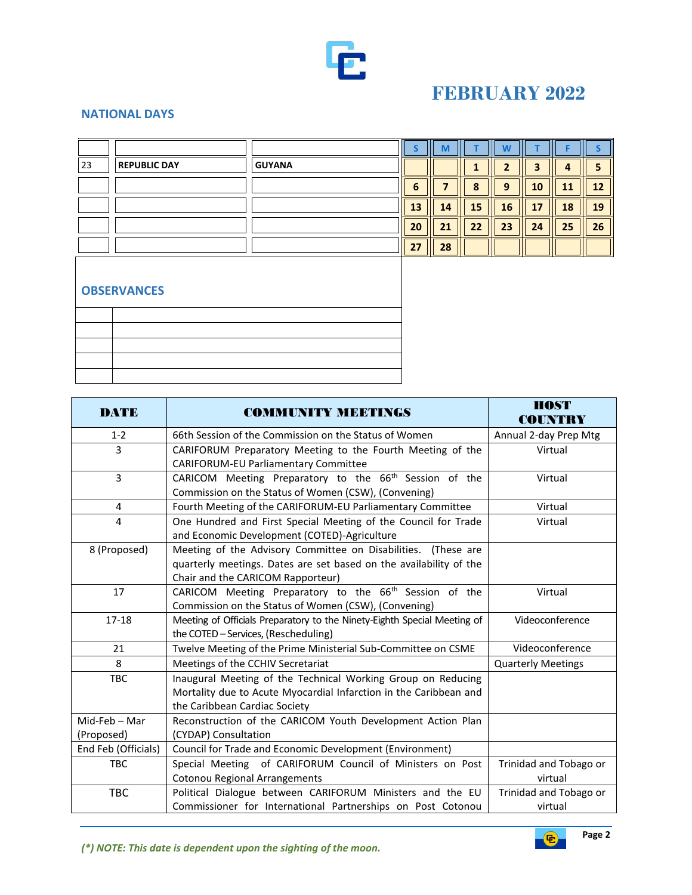# FEBRUARY 2022

## NATIONAL DAYS

| | | |
|---|---|---|
| 23 | REPUBLIC DAY | GUYANA |

| S | M | T | W | T | F | S |
|---|---|---|---|---|---|---|
| | | 1 | 2 | 3 | 4 | 5 |
| 6 | 7 | 8 | 9 | 10 | 11 | 12 |
| 13 | 14 | 15 | 16 | 17 | 18 | 19 |
| 20 | 21 | 22 | 23 | 24 | 25 | 26 |
| 27 | 28 | | | | | |

## OBSERVANCES

| DATE | COMMUNITY MEETINGS | HOST COUNTRY |
|---|---|---|
| 1-2 | 66th Session of the Commission on the Status of Women | Annual 2-day Prep Mtg |
| 3 | CARIFORUM Preparatory Meeting to the Fourth Meeting of the CARIFORUM-EU Parliamentary Committee | Virtual |
| 3 | CARICOM Meeting Preparatory to the 66th Session of the Commission on the Status of Women (CSW), (Convening) | Virtual |
| 4 | Fourth Meeting of the CARIFORUM-EU Parliamentary Committee | Virtual |
| 4 | One Hundred and First Special Meeting of the Council for Trade and Economic Development (COTED)-Agriculture | Virtual |
| 8 (Proposed) | Meeting of the Advisory Committee on Disabilities. (These are quarterly meetings. Dates are set based on the availability of the Chair and the CARICOM Rapporteur) | |
| 17 | CARICOM Meeting Preparatory to the 66th Session of the Commission on the Status of Women (CSW), (Convening) | Virtual |
| 17-18 | Meeting of Officials Preparatory to the Ninety-Eighth Special Meeting of the COTED – Services, (Rescheduling) | Videoconference |
| 21 | Twelve Meeting of the Prime Ministerial Sub-Committee on CSME | Videoconference |
| 8 | Meetings of the CCHIV Secretariat | Quarterly Meetings |
| TBC | Inaugural Meeting of the Technical Working Group on Reducing Mortality due to Acute Myocardial Infarction in the Caribbean and the Caribbean Cardiac Society | |
| Mid-Feb – Mar (Proposed) | Reconstruction of the CARICOM Youth Development Action Plan (CYDAP) Consultation | |
| End Feb (Officials) | Council for Trade and Economic Development (Environment) | |
| TBC | Special Meeting of CARIFORUM Council of Ministers on Post Cotonou Regional Arrangements | Trinidad and Tobago or virtual |
| TBC | Political Dialogue between CARIFORUM Ministers and the EU Commissioner for International Partnerships on Post Cotonou | Trinidad and Tobago or virtual |

*(\*) NOTE: This date is dependent upon the sighting of the moon.*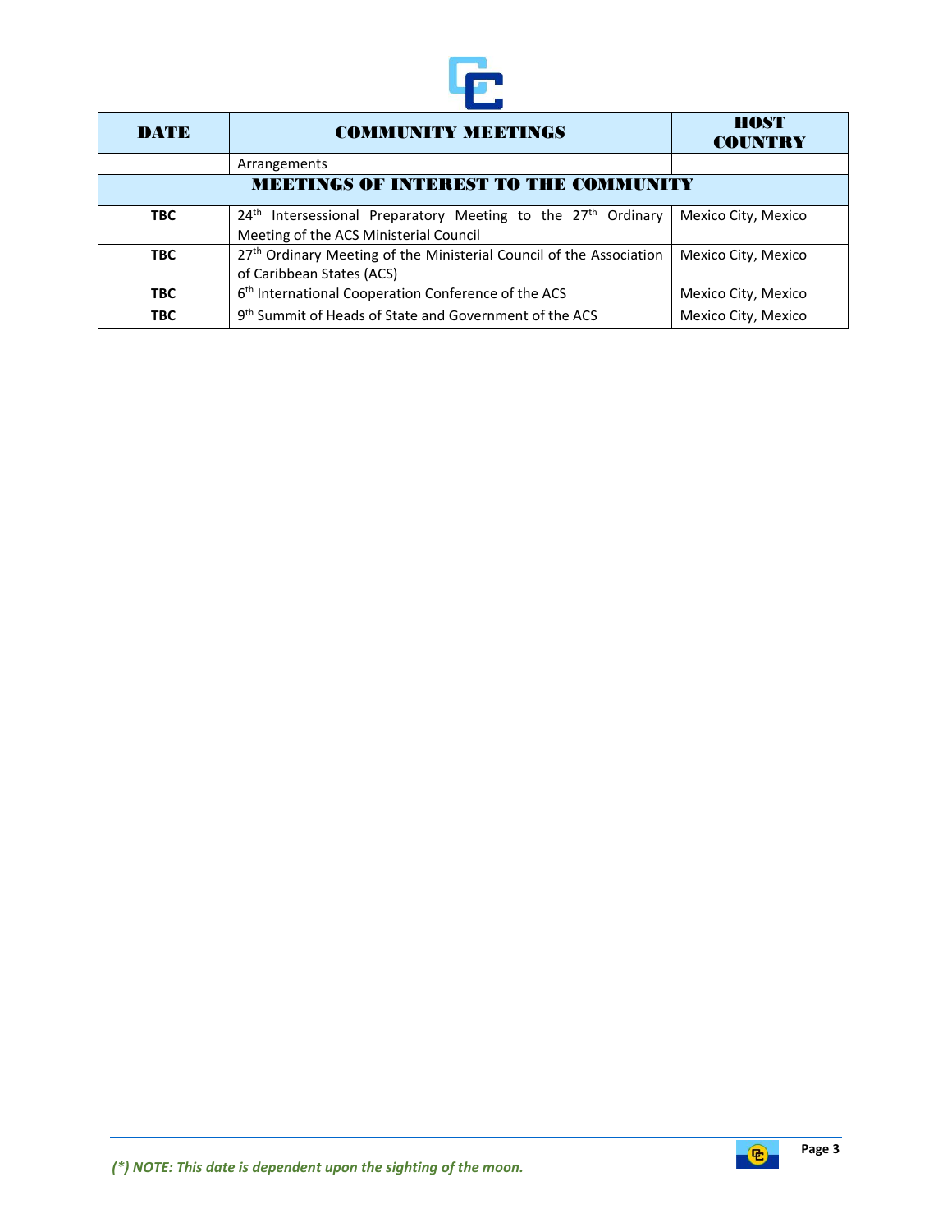| DATE | COMMUNITY MEETINGS | HOST COUNTRY |
|---|---|---|
| | Arrangements | |
| **MEETINGS OF INTEREST TO THE COMMUNITY** | | |
| **TBC** | 24th Intersessional Preparatory Meeting to the 27th Ordinary Meeting of the ACS Ministerial Council | Mexico City, Mexico |
| **TBC** | 27th Ordinary Meeting of the Ministerial Council of the Association of Caribbean States (ACS) | Mexico City, Mexico |
| **TBC** | 6th International Cooperation Conference of the ACS | Mexico City, Mexico |
| **TBC** | 9th Summit of Heads of State and Government of the ACS | Mexico City, Mexico |

***(*) NOTE: This date is dependent upon the sighting of the moon.***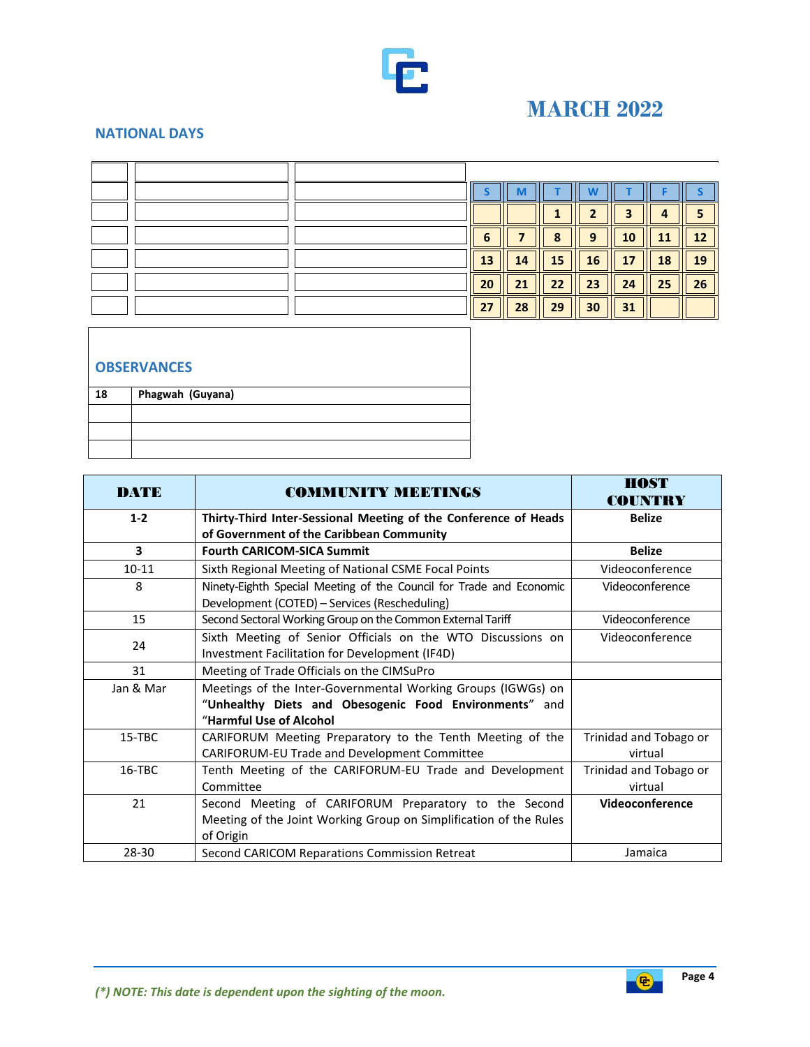# MARCH 2022

## NATIONAL DAYS

| S | M | T | W | T | F | S |
|---|---|---|---|---|---|---|
| | | 1 | 2 | 3 | 4 | 5 |
| 6 | 7 | 8 | 9 | 10 | 11 | 12 |
| 13 | 14 | 15 | 16 | 17 | 18 | 19 |
| 20 | 21 | 22 | 23 | 24 | 25 | 26 |
| 27 | 28 | 29 | 30 | 31 | | |

## OBSERVANCES

| | |
|---|---|
| 18 | **Phagwah (Guyana)** |
| | |
| | |
| | |

| DATE | COMMUNITY MEETINGS | HOST COUNTRY |
|---|---|---|
| **1-2** | **Thirty-Third Inter-Sessional Meeting of the Conference of Heads of Government of the Caribbean Community** | **Belize** |
| **3** | **Fourth CARICOM-SICA Summit** | **Belize** |
| 10-11 | Sixth Regional Meeting of National CSME Focal Points | Videoconference |
| 8 | Ninety-Eighth Special Meeting of the Council for Trade and Economic Development (COTED) – Services (Rescheduling) | Videoconference |
| 15 | Second Sectoral Working Group on the Common External Tariff | Videoconference |
| 24 | Sixth Meeting of Senior Officials on the WTO Discussions on Investment Facilitation for Development (IF4D) | Videoconference |
| 31 | Meeting of Trade Officials on the CIMSuPro | |
| Jan & Mar | Meetings of the Inter-Governmental Working Groups (IGWGs) on "**Unhealthy Diets and Obesogenic Food Environments**" and "**Harmful Use of Alcohol** | |
| 15-TBC | CARIFORUM Meeting Preparatory to the Tenth Meeting of the CARIFORUM-EU Trade and Development Committee | Trinidad and Tobago or virtual |
| 16-TBC | Tenth Meeting of the CARIFORUM-EU Trade and Development Committee | Trinidad and Tobago or virtual |
| 21 | Second Meeting of CARIFORUM Preparatory to the Second Meeting of the Joint Working Group on Simplification of the Rules of Origin | **Videoconference** |
| 28-30 | Second CARICOM Reparations Commission Retreat | Jamaica |

*(\*) NOTE: This date is dependent upon the sighting of the moon.*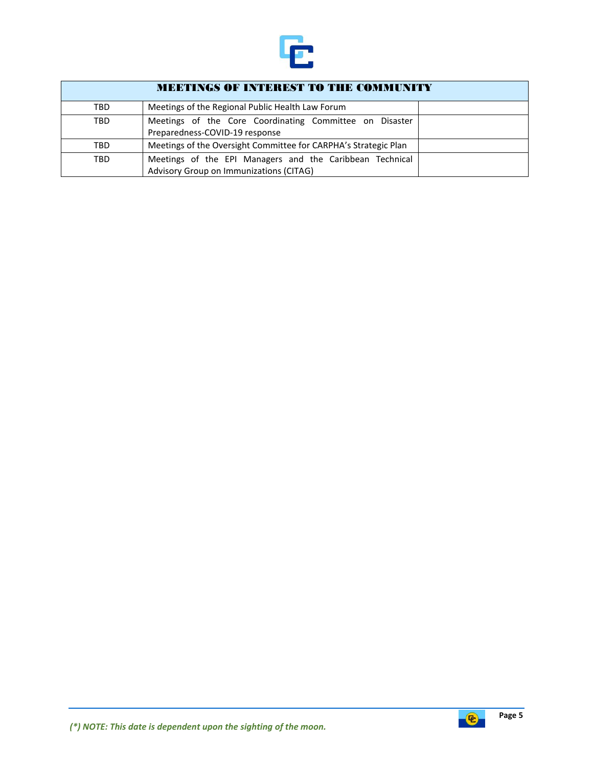| MEETINGS OF INTEREST TO THE COMMUNITY | | |
|---|---|---|
| TBD | Meetings of the Regional Public Health Law Forum | |
| TBD | Meetings of the Core Coordinating Committee on Disaster Preparedness-COVID-19 response | |
| TBD | Meetings of the Oversight Committee for CARPHA's Strategic Plan | |
| TBD | Meetings of the EPI Managers and the Caribbean Technical Advisory Group on Immunizations (CITAG) | |

*(\*) NOTE: This date is dependent upon the sighting of the moon.*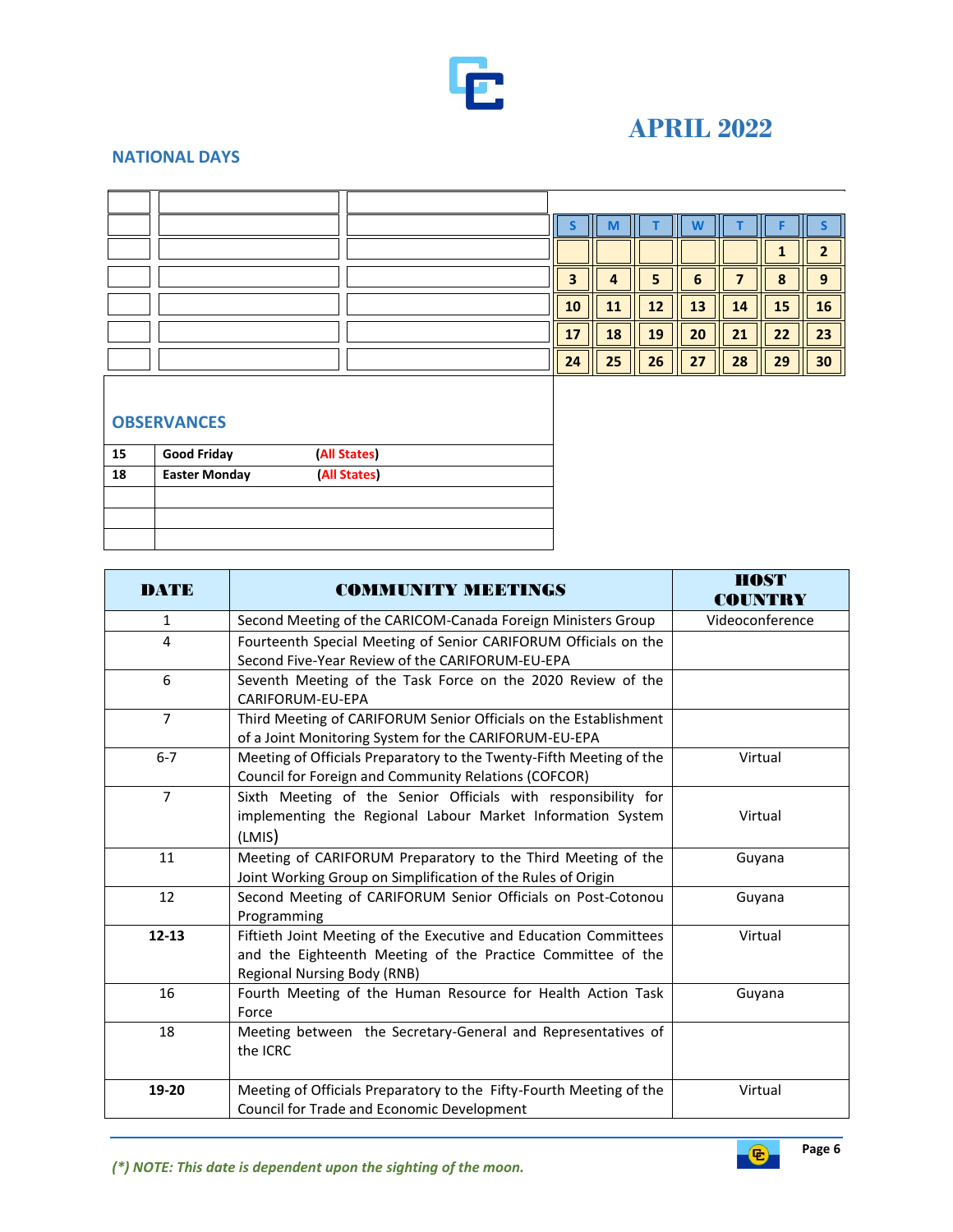# APRIL 2022

## NATIONAL DAYS

| S | M | T | W | T | F | S |
|---|---|---|---|---|---|---|
| | | | | | 1 | 2 |
| 3 | 4 | 5 | 6 | 7 | 8 | 9 |
| 10 | 11 | 12 | 13 | 14 | 15 | 16 |
| 17 | 18 | 19 | 20 | 21 | 22 | 23 |
| 24 | 25 | 26 | 27 | 28 | 29 | 30 |

## OBSERVANCES

| | | |
|---|---|---|
| 15 | Good Friday | (All States) |
| 18 | Easter Monday | (All States) |

| DATE | COMMUNITY MEETINGS | HOST COUNTRY |
|---|---|---|
| 1 | Second Meeting of the CARICOM-Canada Foreign Ministers Group | Videoconference |
| 4 | Fourteenth Special Meeting of Senior CARIFORUM Officials on the Second Five-Year Review of the CARIFORUM-EU-EPA | |
| 6 | Seventh Meeting of the Task Force on the 2020 Review of the CARIFORUM-EU-EPA | |
| 7 | Third Meeting of CARIFORUM Senior Officials on the Establishment of a Joint Monitoring System for the CARIFORUM-EU-EPA | |
| 6-7 | Meeting of Officials Preparatory to the Twenty-Fifth Meeting of the Council for Foreign and Community Relations (COFCOR) | Virtual |
| 7 | Sixth Meeting of the Senior Officials with responsibility for implementing the Regional Labour Market Information System (LMIS) | Virtual |
| 11 | Meeting of CARIFORUM Preparatory to the Third Meeting of the Joint Working Group on Simplification of the Rules of Origin | Guyana |
| 12 | Second Meeting of CARIFORUM Senior Officials on Post-Cotonou Programming | Guyana |
| **12-13** | Fiftieth Joint Meeting of the Executive and Education Committees and the Eighteenth Meeting of the Practice Committee of the Regional Nursing Body (RNB) | Virtual |
| 16 | Fourth Meeting of the Human Resource for Health Action Task Force | Guyana |
| 18 | Meeting between the Secretary-General and Representatives of the ICRC | |
| **19-20** | Meeting of Officials Preparatory to the Fifty-Fourth Meeting of the Council for Trade and Economic Development | Virtual |

*(\*) NOTE: This date is dependent upon the sighting of the moon.*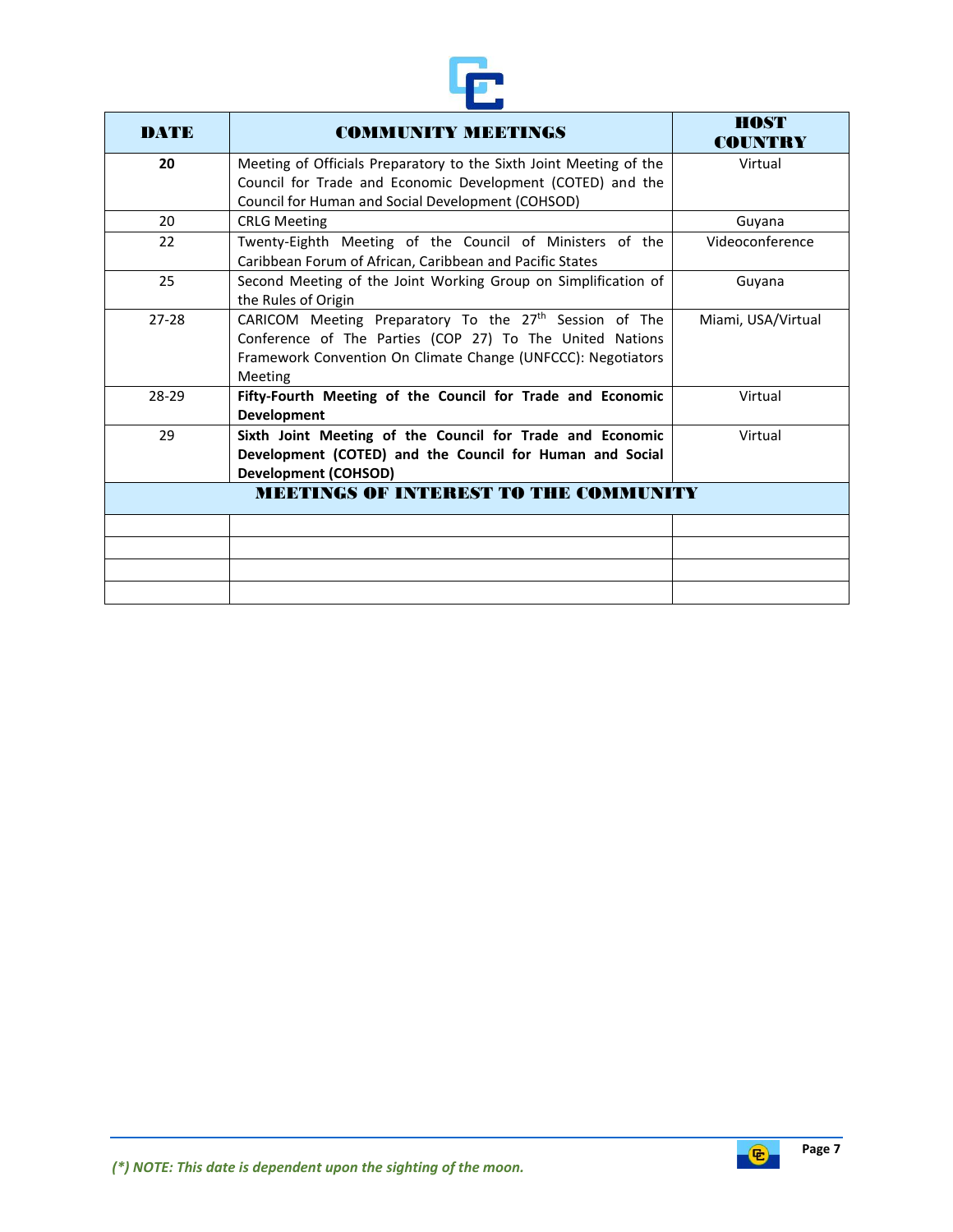| DATE | COMMUNITY MEETINGS | HOST COUNTRY |
|---|---|---|
| **20** | Meeting of Officials Preparatory to the Sixth Joint Meeting of the Council for Trade and Economic Development (COTED) and the Council for Human and Social Development (COHSOD) | Virtual |
| 20 | CRLG Meeting | Guyana |
| 22 | Twenty-Eighth Meeting of the Council of Ministers of the Caribbean Forum of African, Caribbean and Pacific States | Videoconference |
| 25 | Second Meeting of the Joint Working Group on Simplification of the Rules of Origin | Guyana |
| 27-28 | CARICOM Meeting Preparatory To the 27th Session of The Conference of The Parties (COP 27) To The United Nations Framework Convention On Climate Change (UNFCCC): Negotiators Meeting | Miami, USA/Virtual |
| 28-29 | **Fifty-Fourth Meeting of the Council for Trade and Economic Development** | Virtual |
| 29 | **Sixth Joint Meeting of the Council for Trade and Economic Development (COTED) and the Council for Human and Social Development (COHSOD)** | Virtual |
| | **MEETINGS OF INTEREST TO THE COMMUNITY** | |
| | | |
| | | |
| | | |
| | | |

*(\*) NOTE: This date is dependent upon the sighting of the moon.*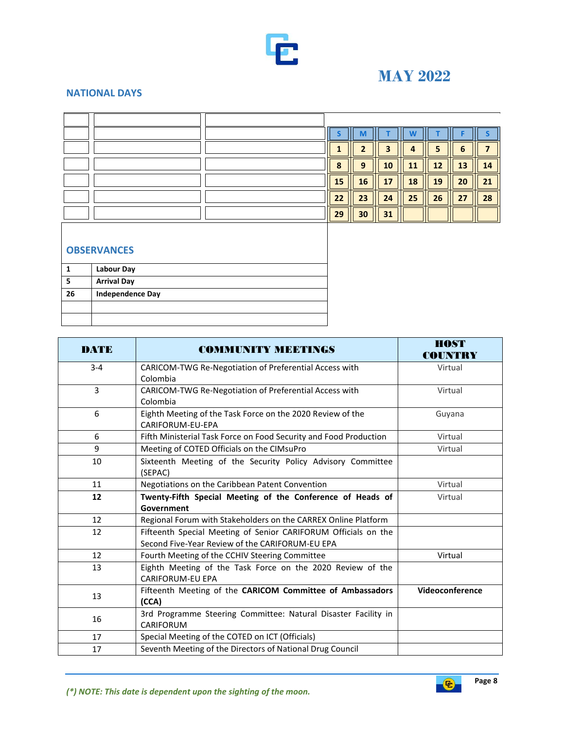# MAY 2022

## NATIONAL DAYS

| S | M | T | W | T | F | S |
|---|---|---|---|---|---|---|
| 1 | 2 | 3 | 4 | 5 | 6 | 7 |
| 8 | 9 | 10 | 11 | 12 | 13 | 14 |
| 15 | 16 | 17 | 18 | 19 | 20 | 21 |
| 22 | 23 | 24 | 25 | 26 | 27 | 28 |
| 29 | 30 | 31 | | | | |

## OBSERVANCES

| | |
|---|---|
| 1 | **Labour Day** |
| 5 | **Arrival Day** |
| 26 | **Independence Day** |
| | |
| | |

| DATE | COMMUNITY MEETINGS | HOST COUNTRY |
|---|---|---|
| 3-4 | CARICOM-TWG Re-Negotiation of Preferential Access with Colombia | Virtual |
| 3 | CARICOM-TWG Re-Negotiation of Preferential Access with Colombia | Virtual |
| 6 | Eighth Meeting of the Task Force on the 2020 Review of the CARIFORUM-EU-EPA | Guyana |
| 6 | Fifth Ministerial Task Force on Food Security and Food Production | Virtual |
| 9 | Meeting of COTED Officials on the CIMsuPro | Virtual |
| 10 | Sixteenth Meeting of the Security Policy Advisory Committee (SEPAC) | |
| 11 | Negotiations on the Caribbean Patent Convention | Virtual |
| **12** | **Twenty-Fifth Special Meeting of the Conference of Heads of Government** | Virtual |
| 12 | Regional Forum with Stakeholders on the CARREX Online Platform | |
| 12 | Fifteenth Special Meeting of Senior CARIFORUM Officials on the Second Five-Year Review of the CARIFORUM-EU EPA | |
| 12 | Fourth Meeting of the CCHIV Steering Committee | Virtual |
| 13 | Eighth Meeting of the Task Force on the 2020 Review of the CARIFORUM-EU EPA | |
| 13 | Fifteenth Meeting of the **CARICOM Committee of Ambassadors (CCA)** | **Videoconference** |
| 16 | 3rd Programme Steering Committee: Natural Disaster Facility in CARIFORUM | |
| 17 | Special Meeting of the COTED on ICT (Officials) | |
| 17 | Seventh Meeting of the Directors of National Drug Council | |

*(\*) NOTE: This date is dependent upon the sighting of the moon.*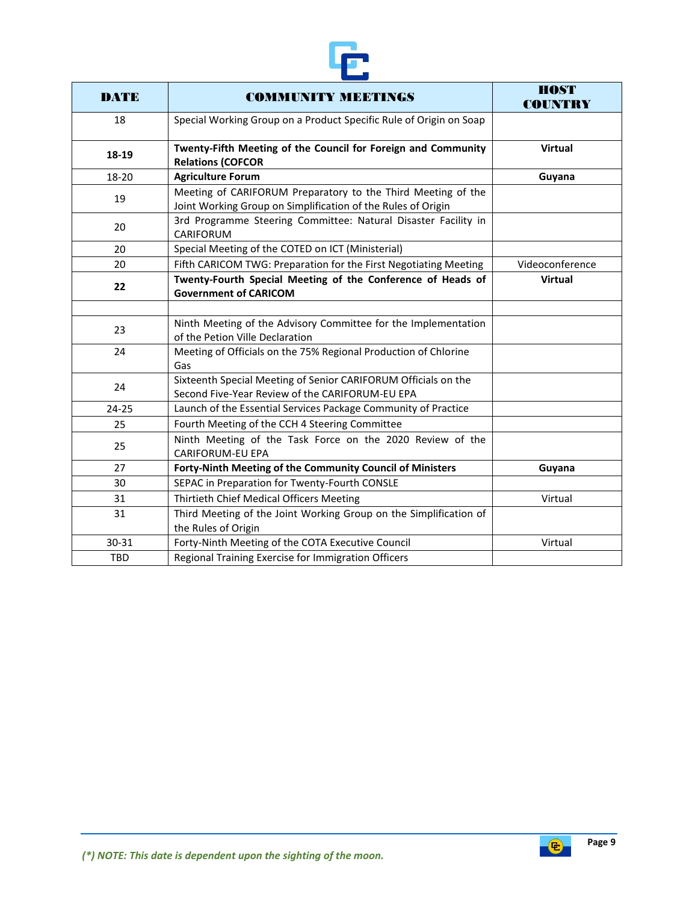| **DATE** | **COMMUNITY MEETINGS** | **HOST COUNTRY** |
|---|---|---|
| 18 | Special Working Group on a Product Specific Rule of Origin on Soap | |
| **18-19** | **Twenty-Fifth Meeting of the Council for Foreign and Community Relations (COFCOR** | **Virtual** |
| 18-20 | **Agriculture Forum** | **Guyana** |
| 19 | Meeting of CARIFORUM Preparatory to the Third Meeting of the Joint Working Group on Simplification of the Rules of Origin | |
| 20 | 3rd Programme Steering Committee: Natural Disaster Facility in CARIFORUM | |
| 20 | Special Meeting of the COTED on ICT (Ministerial) | |
| 20 | Fifth CARICOM TWG: Preparation for the First Negotiating Meeting | Videoconference |
| **22** | **Twenty-Fourth Special Meeting of the Conference of Heads of Government of CARICOM** | **Virtual** |
| | | |
| 23 | Ninth Meeting of the Advisory Committee for the Implementation of the Petion Ville Declaration | |
| 24 | Meeting of Officials on the 75% Regional Production of Chlorine Gas | |
| 24 | Sixteenth Special Meeting of Senior CARIFORUM Officials on the Second Five-Year Review of the CARIFORUM-EU EPA | |
| 24-25 | Launch of the Essential Services Package Community of Practice | |
| 25 | Fourth Meeting of the CCH 4 Steering Committee | |
| 25 | Ninth Meeting of the Task Force on the 2020 Review of the CARIFORUM-EU EPA | |
| 27 | **Forty-Ninth Meeting of the Community Council of Ministers** | **Guyana** |
| 30 | SEPAC in Preparation for Twenty-Fourth CONSLE | |
| 31 | Thirtieth Chief Medical Officers Meeting | Virtual |
| 31 | Third Meeting of the Joint Working Group on the Simplification of the Rules of Origin | |
| 30-31 | Forty-Ninth Meeting of the COTA Executive Council | Virtual |
| TBD | Regional Training Exercise for Immigration Officers | |

*(\*) NOTE: This date is dependent upon the sighting of the moon.*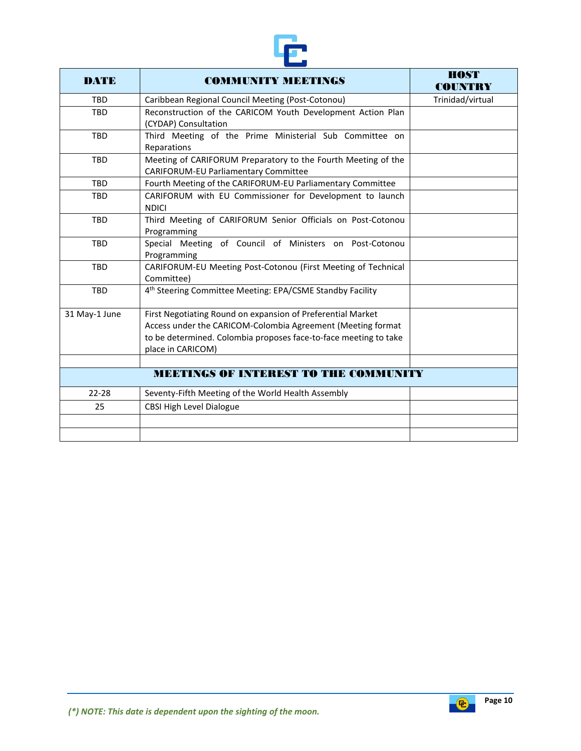| DATE | COMMUNITY MEETINGS | HOST COUNTRY |
|---|---|---|
| TBD | Caribbean Regional Council Meeting (Post-Cotonou) | Trinidad/virtual |
| TBD | Reconstruction of the CARICOM Youth Development Action Plan (CYDAP) Consultation | |
| TBD | Third Meeting of the Prime Ministerial Sub Committee on Reparations | |
| TBD | Meeting of CARIFORUM Preparatory to the Fourth Meeting of the CARIFORUM-EU Parliamentary Committee | |
| TBD | Fourth Meeting of the CARIFORUM-EU Parliamentary Committee | |
| TBD | CARIFORUM with EU Commissioner for Development to launch NDICI | |
| TBD | Third Meeting of CARIFORUM Senior Officials on Post-Cotonou Programming | |
| TBD | Special Meeting of Council of Ministers on Post-Cotonou Programming | |
| TBD | CARIFORUM-EU Meeting Post-Cotonou (First Meeting of Technical Committee) | |
| TBD | 4th Steering Committee Meeting: EPA/CSME Standby Facility | |
| 31 May-1 June | First Negotiating Round on expansion of Preferential Market Access under the CARICOM-Colombia Agreement (Meeting format to be determined. Colombia proposes face-to-face meeting to take place in CARICOM) | |
| | | |
| | **MEETINGS OF INTEREST TO THE COMMUNITY** | |
| 22-28 | Seventy-Fifth Meeting of the World Health Assembly | |
| 25 | CBSI High Level Dialogue | |
| | | |
| | | |

*(\*) NOTE: This date is dependent upon the sighting of the moon.*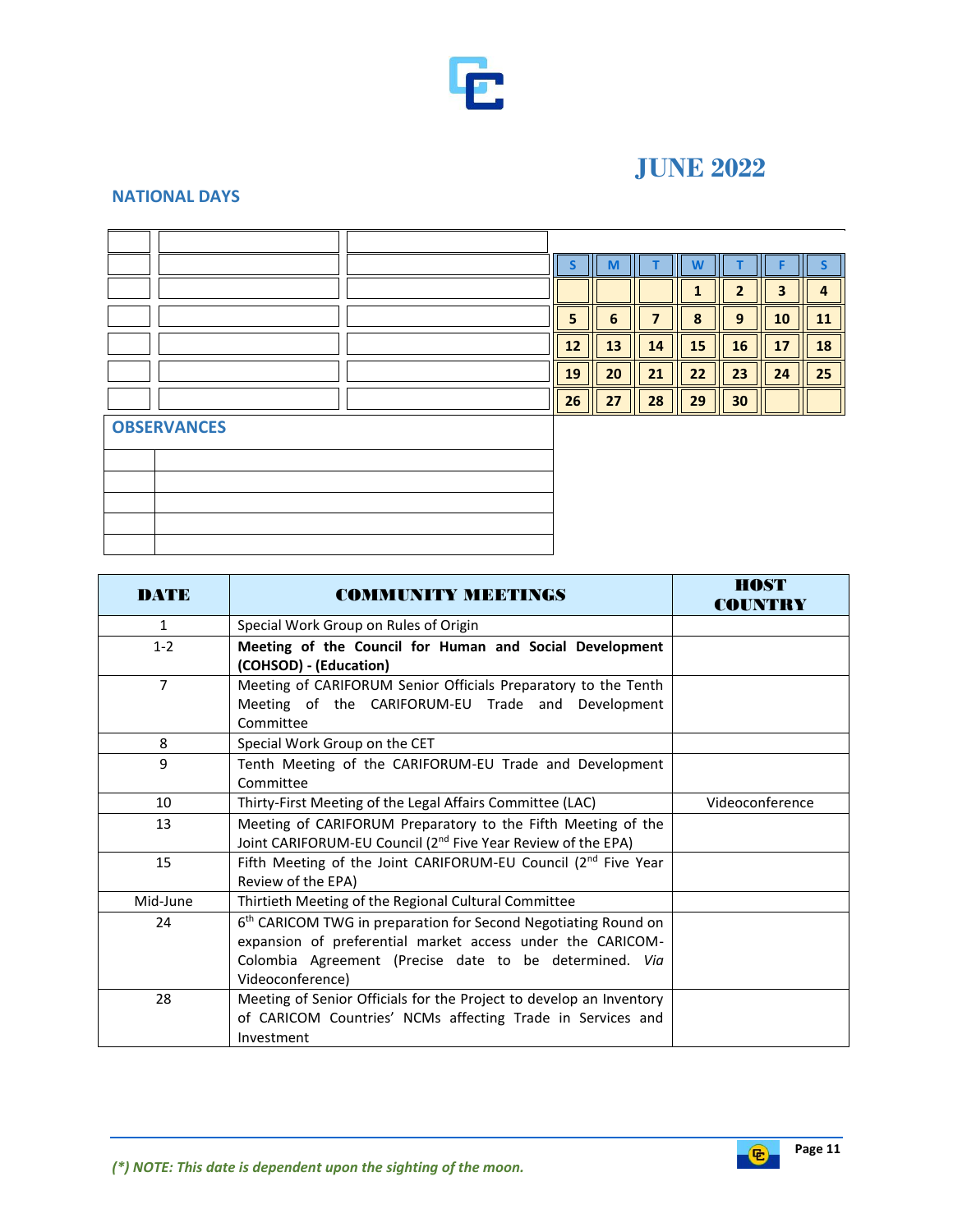# JUNE 2022

## NATIONAL DAYS

| | | |
|---|---|---|
| | | |
| | | |
| | | |
| | | |
| | | |
| | | |
| | | |

| S | M | T | W | T | F | S |
|---|---|---|---|---|---|---|
| | | | 1 | 2 | 3 | 4 |
| 5 | 6 | 7 | 8 | 9 | 10 | 11 |
| 12 | 13 | 14 | 15 | 16 | 17 | 18 |
| 19 | 20 | 21 | 22 | 23 | 24 | 25 |
| 26 | 27 | 28 | 29 | 30 | | |

## OBSERVANCES

| | |
|---|---|
| | |
| | |
| | |
| | |
| | |

| DATE | COMMUNITY MEETINGS | HOST COUNTRY |
|---|---|---|
| 1 | Special Work Group on Rules of Origin | |
| 1-2 | **Meeting of the Council for Human and Social Development (COHSOD) - (Education)** | |
| 7 | Meeting of CARIFORUM Senior Officials Preparatory to the Tenth Meeting of the CARIFORUM-EU Trade and Development Committee | |
| 8 | Special Work Group on the CET | |
| 9 | Tenth Meeting of the CARIFORUM-EU Trade and Development Committee | |
| 10 | Thirty-First Meeting of the Legal Affairs Committee (LAC) | Videoconference |
| 13 | Meeting of CARIFORUM Preparatory to the Fifth Meeting of the Joint CARIFORUM-EU Council (2nd Five Year Review of the EPA) | |
| 15 | Fifth Meeting of the Joint CARIFORUM-EU Council (2nd Five Year Review of the EPA) | |
| Mid-June | Thirtieth Meeting of the Regional Cultural Committee | |
| 24 | 6th CARICOM TWG in preparation for Second Negotiating Round on expansion of preferential market access under the CARICOM-Colombia Agreement (Precise date to be determined. *Via* Videoconference) | |
| 28 | Meeting of Senior Officials for the Project to develop an Inventory of CARICOM Countries' NCMs affecting Trade in Services and Investment | |

*(\*) NOTE: This date is dependent upon the sighting of the moon.*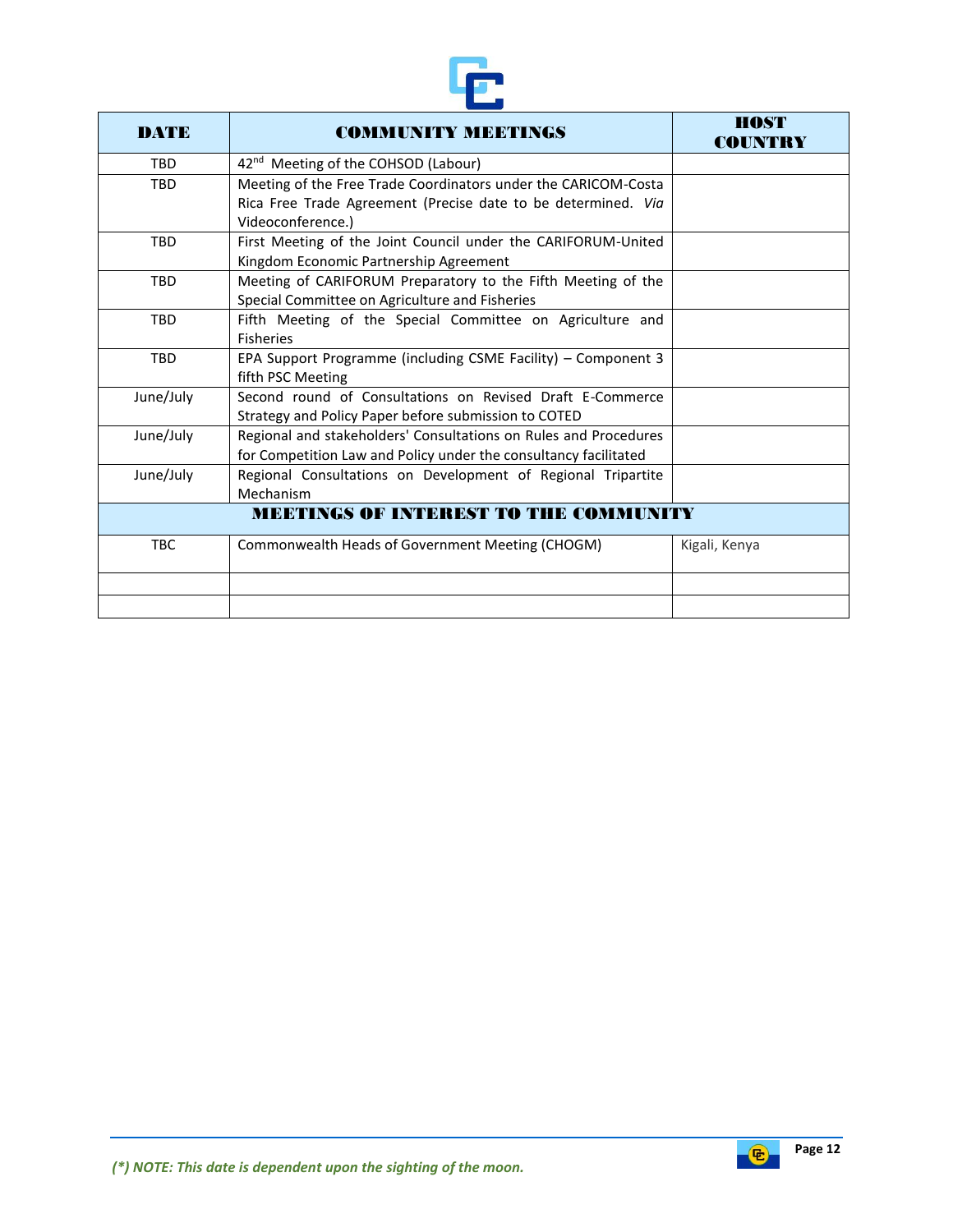| DATE | COMMUNITY MEETINGS | HOST COUNTRY |
|---|---|---|
| TBD | 42nd Meeting of the COHSOD (Labour) | |
| TBD | Meeting of the Free Trade Coordinators under the CARICOM-Costa Rica Free Trade Agreement (Precise date to be determined. *Via* Videoconference.) | |
| TBD | First Meeting of the Joint Council under the CARIFORUM-United Kingdom Economic Partnership Agreement | |
| TBD | Meeting of CARIFORUM Preparatory to the Fifth Meeting of the Special Committee on Agriculture and Fisheries | |
| TBD | Fifth Meeting of the Special Committee on Agriculture and Fisheries | |
| TBD | EPA Support Programme (including CSME Facility) – Component 3 fifth PSC Meeting | |
| June/July | Second round of Consultations on Revised Draft E-Commerce Strategy and Policy Paper before submission to COTED | |
| June/July | Regional and stakeholders' Consultations on Rules and Procedures for Competition Law and Policy under the consultancy facilitated | |
| June/July | Regional Consultations on Development of Regional Tripartite Mechanism | |
| | **MEETINGS OF INTEREST TO THE COMMUNITY** | |
| TBC | Commonwealth Heads of Government Meeting (CHOGM) | Kigali, Kenya |
| | | |
| | | |

*(\*) NOTE: This date is dependent upon the sighting of the moon.*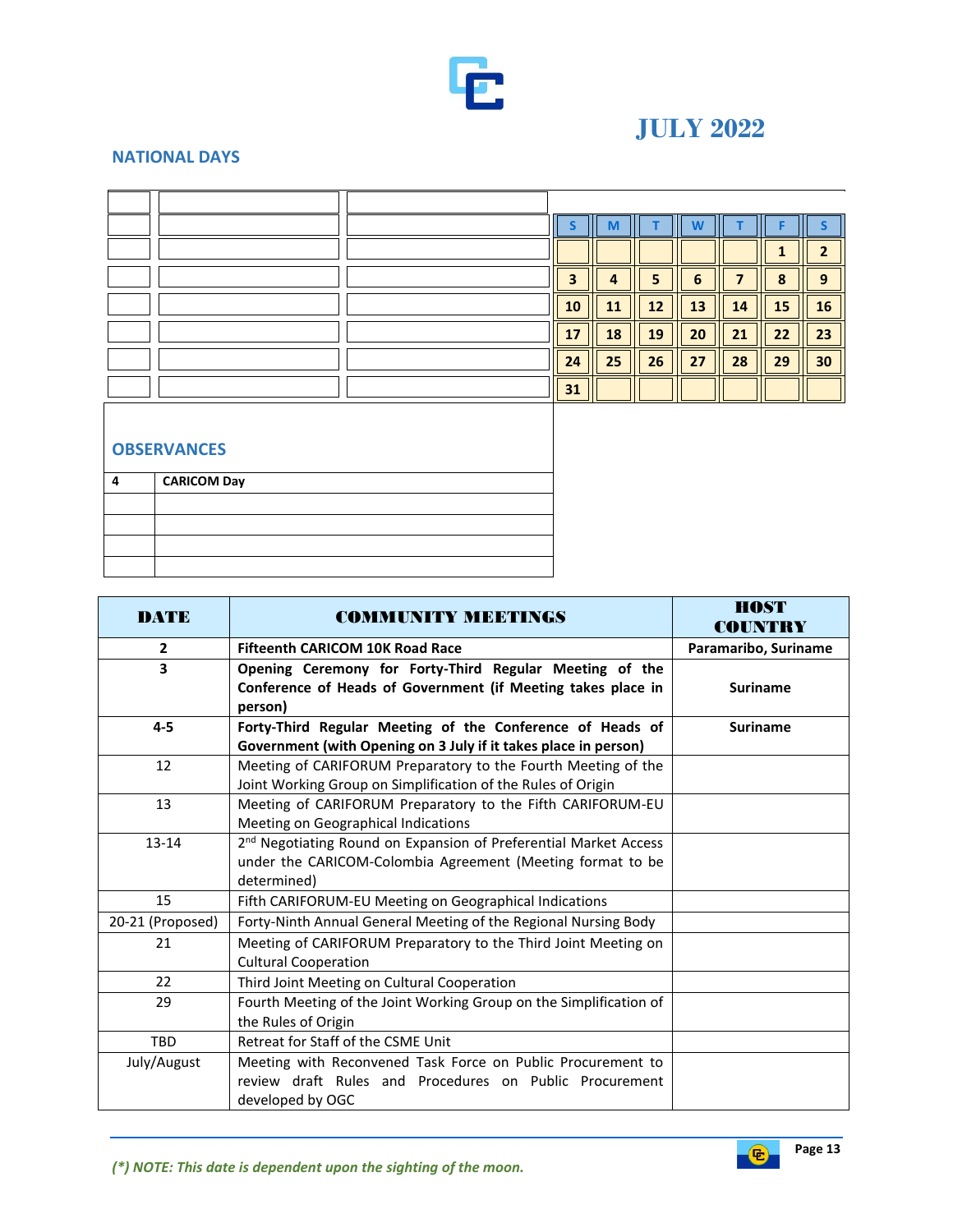# JULY 2022

## NATIONAL DAYS

| S | M | T | W | T | F | S |
|---|---|---|---|---|---|---|
| | | | | | 1 | 2 |
| 3 | 4 | 5 | 6 | 7 | 8 | 9 |
| 10 | 11 | 12 | 13 | 14 | 15 | 16 |
| 17 | 18 | 19 | 20 | 21 | 22 | 23 |
| 24 | 25 | 26 | 27 | 28 | 29 | 30 |
| 31 | | | | | | |

## OBSERVANCES

| | |
|---|---|
| **4** | **CARICOM Day** |

| DATE | COMMUNITY MEETINGS | HOST COUNTRY |
|---|---|---|
| **2** | **Fifteenth CARICOM 10K Road Race** | **Paramaribo, Suriname** |
| **3** | **Opening Ceremony for Forty-Third Regular Meeting of the Conference of Heads of Government (if Meeting takes place in person)** | **Suriname** |
| **4-5** | **Forty-Third Regular Meeting of the Conference of Heads of Government (with Opening on 3 July if it takes place in person)** | **Suriname** |
| 12 | Meeting of CARIFORUM Preparatory to the Fourth Meeting of the Joint Working Group on Simplification of the Rules of Origin | |
| 13 | Meeting of CARIFORUM Preparatory to the Fifth CARIFORUM-EU Meeting on Geographical Indications | |
| 13-14 | 2nd Negotiating Round on Expansion of Preferential Market Access under the CARICOM-Colombia Agreement (Meeting format to be determined) | |
| 15 | Fifth CARIFORUM-EU Meeting on Geographical Indications | |
| 20-21 (Proposed) | Forty-Ninth Annual General Meeting of the Regional Nursing Body | |
| 21 | Meeting of CARIFORUM Preparatory to the Third Joint Meeting on Cultural Cooperation | |
| 22 | Third Joint Meeting on Cultural Cooperation | |
| 29 | Fourth Meeting of the Joint Working Group on the Simplification of the Rules of Origin | |
| TBD | Retreat for Staff of the CSME Unit | |
| July/August | Meeting with Reconvened Task Force on Public Procurement to review draft Rules and Procedures on Public Procurement developed by OGC | |

*(\*) NOTE: This date is dependent upon the sighting of the moon.*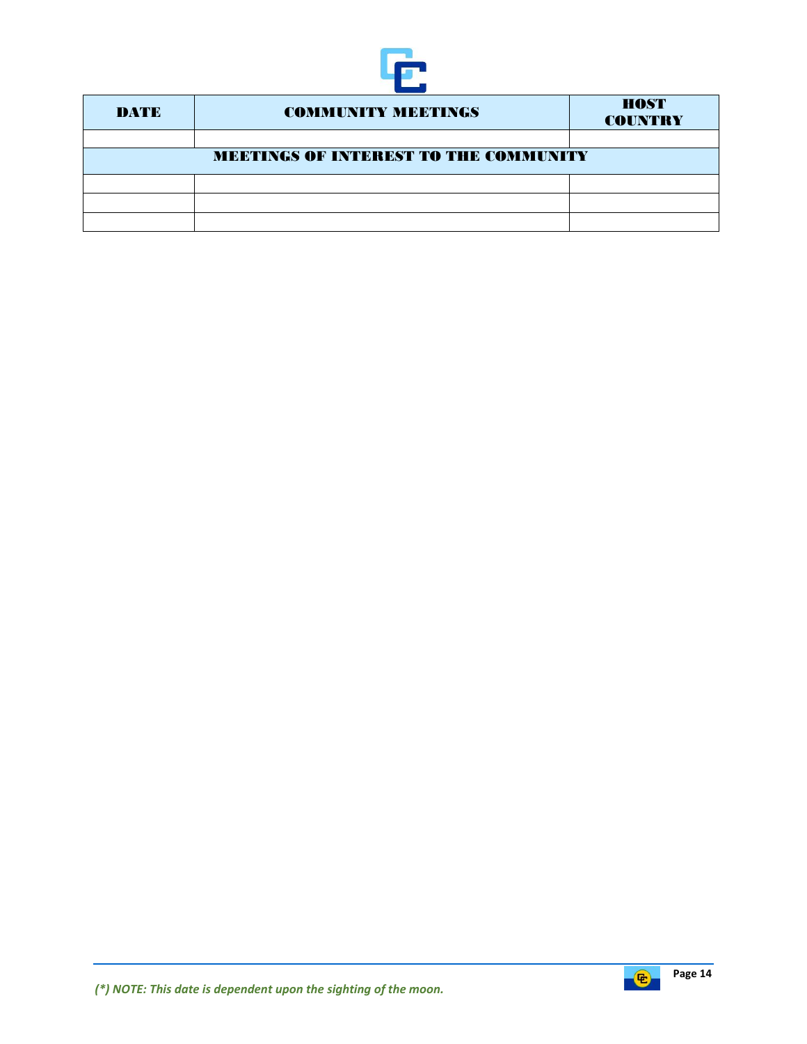| DATE | COMMUNITY MEETINGS | HOST COUNTRY |
|---|---|---|
| | | |
| **MEETINGS OF INTEREST TO THE COMMUNITY** | | |
| | | |
| | | |
| | | |

*(\*) NOTE: This date is dependent upon the sighting of the moon.*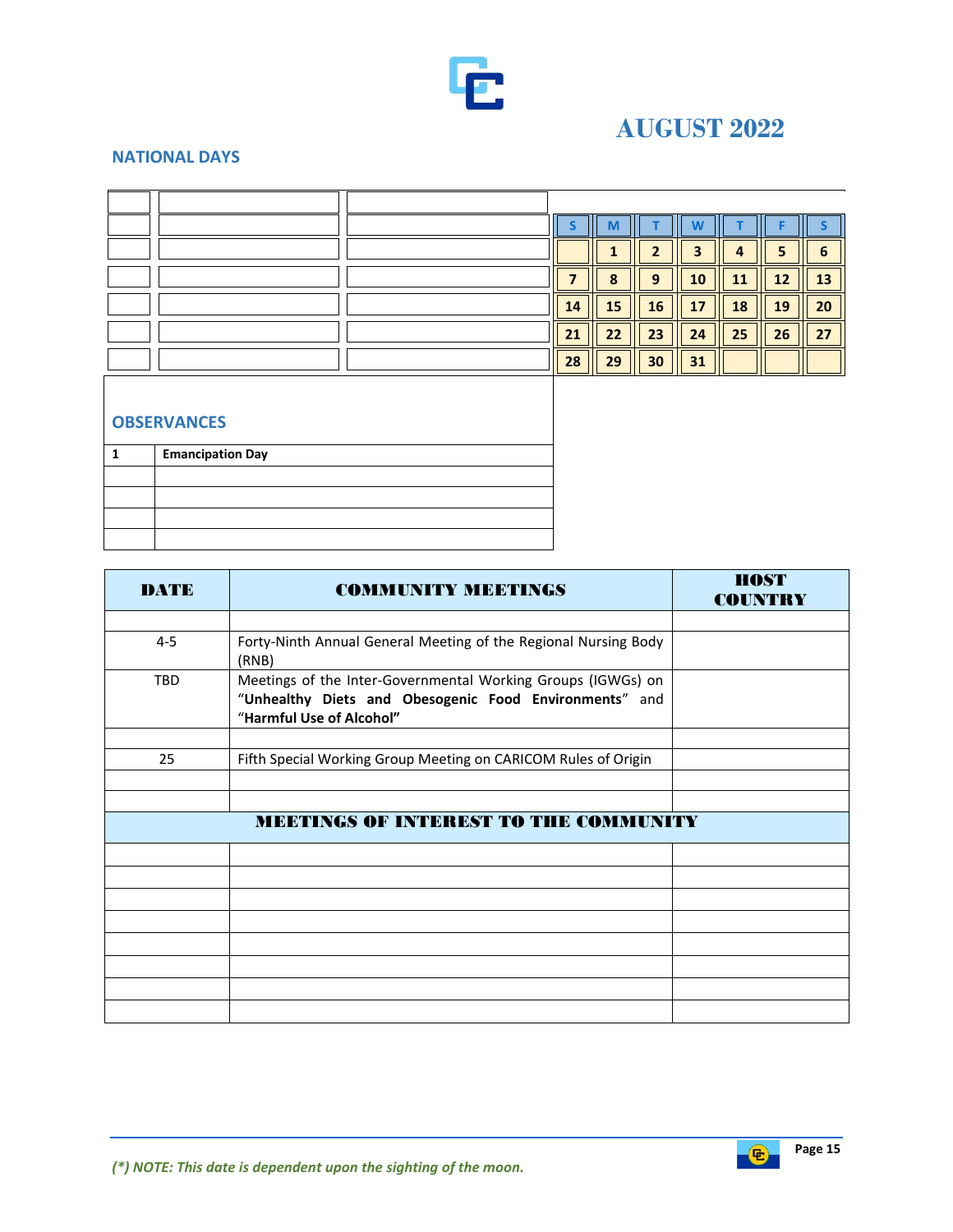# AUGUST 2022

## NATIONAL DAYS

| S | M | T | W | T | F | S |
|---|---|---|---|---|---|---|
| | 1 | 2 | 3 | 4 | 5 | 6 |
| 7 | 8 | 9 | 10 | 11 | 12 | 13 |
| 14 | 15 | 16 | 17 | 18 | 19 | 20 |
| 21 | 22 | 23 | 24 | 25 | 26 | 27 |
| 28 | 29 | 30 | 31 | | | |

## OBSERVANCES

| | |
|---|---|
| **1** | **Emancipation Day** |

| DATE | COMMUNITY MEETINGS | HOST COUNTRY |
|---|---|---|
| | | |
| 4-5 | Forty-Ninth Annual General Meeting of the Regional Nursing Body (RNB) | |
| TBD | Meetings of the Inter-Governmental Working Groups (IGWGs) on "**Unhealthy Diets and Obesogenic Food Environments**" and "**Harmful Use of Alcohol"** | |
| | | |
| 25 | Fifth Special Working Group Meeting on CARICOM Rules of Origin | |
| | | |
| | | |
| **MEETINGS OF INTEREST TO THE COMMUNITY** | | |
| | | |

*(\*) NOTE: This date is dependent upon the sighting of the moon.*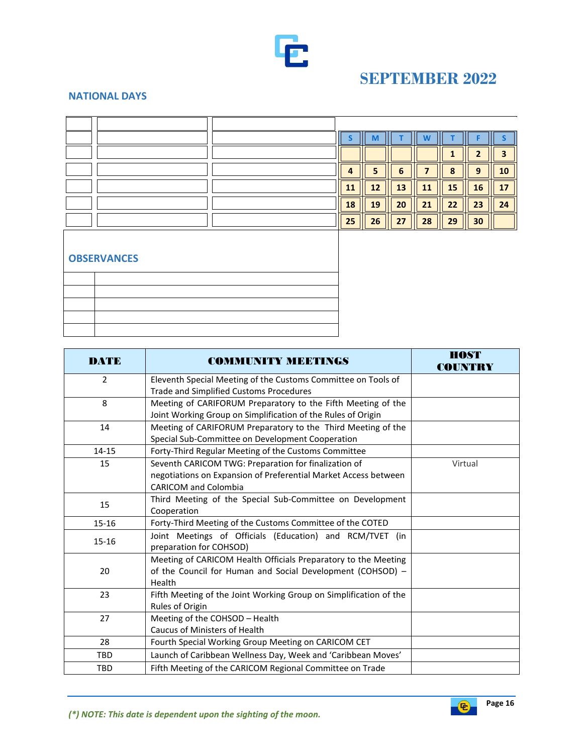# SEPTEMBER 2022

## NATIONAL DAYS

| S | M | T | W | T | F | S |
|---|---|---|---|---|---|---|
| | | | | 1 | 2 | 3 |
| 4 | 5 | 6 | 7 | 8 | 9 | 10 |
| 11 | 12 | 13 | 11 | 15 | 16 | 17 |
| 18 | 19 | 20 | 21 | 22 | 23 | 24 |
| 25 | 26 | 27 | 28 | 29 | 30 | |

## OBSERVANCES

| DATE | COMMUNITY MEETINGS | HOST COUNTRY |
|---|---|---|
| 2 | Eleventh Special Meeting of the Customs Committee on Tools of Trade and Simplified Customs Procedures | |
| 8 | Meeting of CARIFORUM Preparatory to the Fifth Meeting of the Joint Working Group on Simplification of the Rules of Origin | |
| 14 | Meeting of CARIFORUM Preparatory to the Third Meeting of the Special Sub-Committee on Development Cooperation | |
| 14-15 | Forty-Third Regular Meeting of the Customs Committee | |
| 15 | Seventh CARICOM TWG: Preparation for finalization of negotiations on Expansion of Preferential Market Access between CARICOM and Colombia | Virtual |
| 15 | Third Meeting of the Special Sub-Committee on Development Cooperation | |
| 15-16 | Forty-Third Meeting of the Customs Committee of the COTED | |
| 15-16 | Joint Meetings of Officials (Education) and RCM/TVET (in preparation for COHSOD) | |
| 20 | Meeting of CARICOM Health Officials Preparatory to the Meeting of the Council for Human and Social Development (COHSOD) – Health | |
| 23 | Fifth Meeting of the Joint Working Group on Simplification of the Rules of Origin | |
| 27 | Meeting of the COHSOD – Health<br>Caucus of Ministers of Health | |
| 28 | Fourth Special Working Group Meeting on CARICOM CET | |
| TBD | Launch of Caribbean Wellness Day, Week and 'Caribbean Moves' | |
| TBD | Fifth Meeting of the CARICOM Regional Committee on Trade | |

*(\*) NOTE: This date is dependent upon the sighting of the moon.*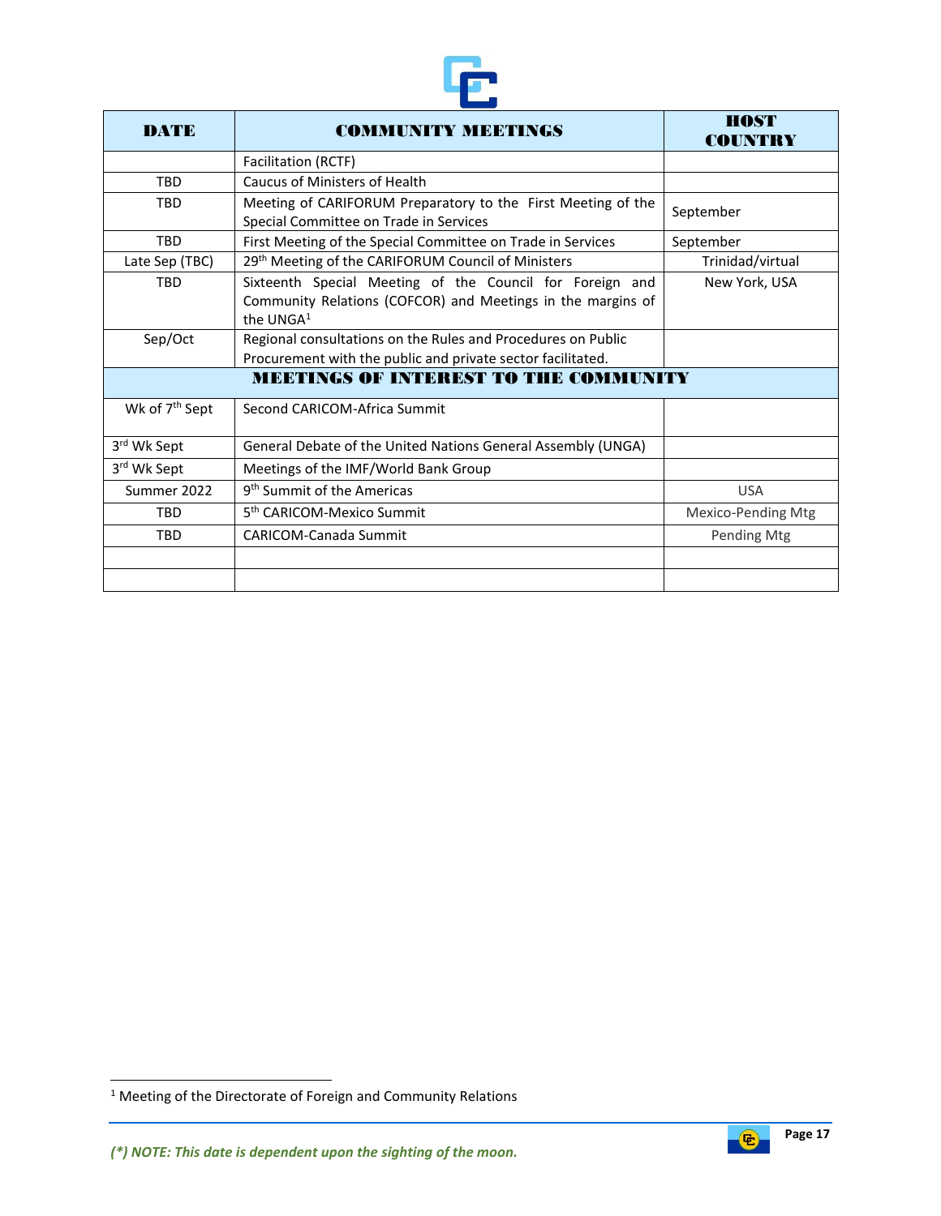| DATE | COMMUNITY MEETINGS | HOST COUNTRY |
|---|---|---|
| | Facilitation (RCTF) | |
| TBD | Caucus of Ministers of Health | |
| TBD | Meeting of CARIFORUM Preparatory to the First Meeting of the Special Committee on Trade in Services | September |
| TBD | First Meeting of the Special Committee on Trade in Services | September |
| Late Sep (TBC) | 29th Meeting of the CARIFORUM Council of Ministers | Trinidad/virtual |
| TBD | Sixteenth Special Meeting of the Council for Foreign and Community Relations (COFCOR) and Meetings in the margins of the UNGA[1] | New York, USA |
| Sep/Oct | Regional consultations on the Rules and Procedures on Public Procurement with the public and private sector facilitated. | |
| | **MEETINGS OF INTEREST TO THE COMMUNITY** | |
| Wk of 7th Sept | Second CARICOM-Africa Summit | |
| 3rd Wk Sept | General Debate of the United Nations General Assembly (UNGA) | |
| 3rd Wk Sept | Meetings of the IMF/World Bank Group | |
| Summer 2022 | 9th Summit of the Americas | USA |
| TBD | 5th CARICOM-Mexico Summit | Mexico-Pending Mtg |
| TBD | CARICOM-Canada Summit | Pending Mtg |
| | | |
| | | |

[1] Meeting of the Directorate of Foreign and Community Relations

*(\*) NOTE: This date is dependent upon the sighting of the moon.*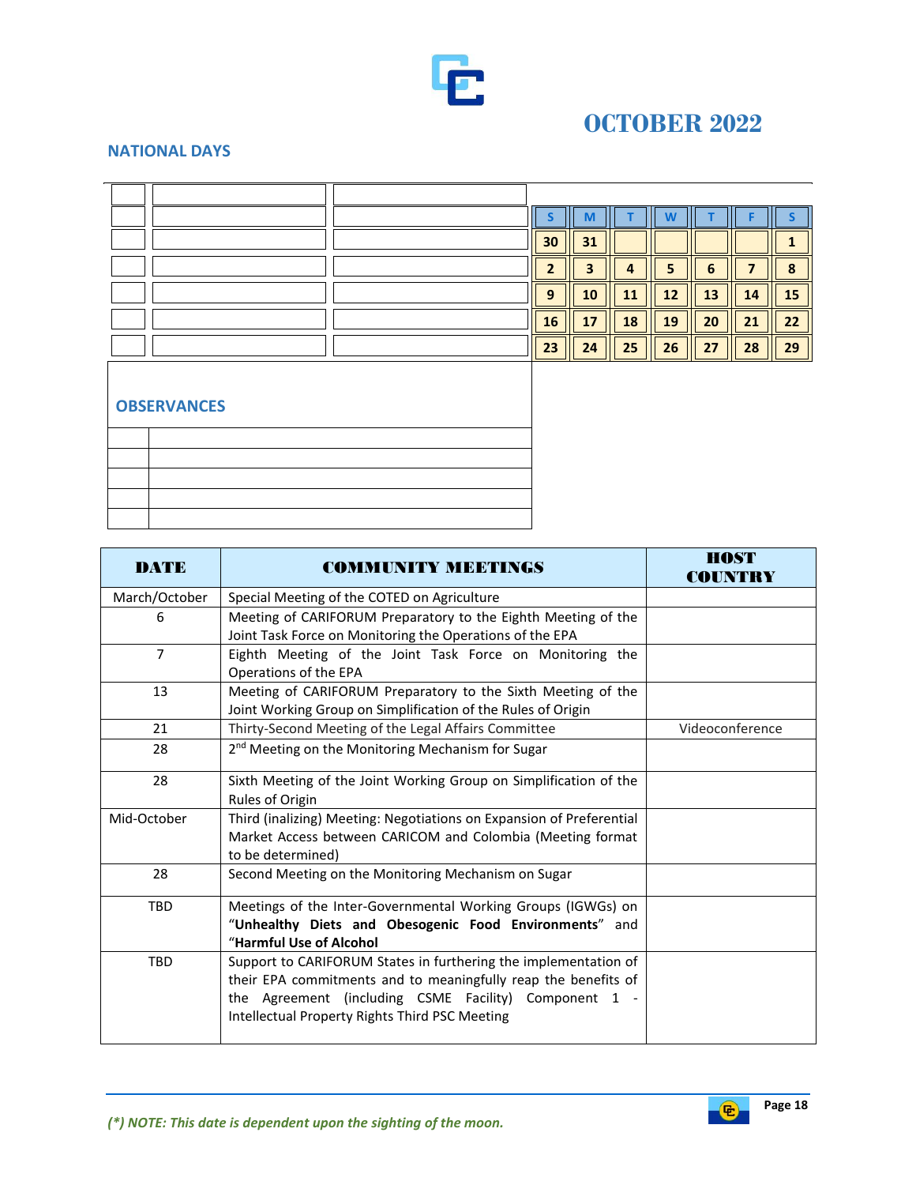# OCTOBER 2022

## NATIONAL DAYS

| S | M | T | W | T | F | S |
|---|---|---|---|---|---|---|
| 30 | 31 | | | | | 1 |
| 2 | 3 | 4 | 5 | 6 | 7 | 8 |
| 9 | 10 | 11 | 12 | 13 | 14 | 15 |
| 16 | 17 | 18 | 19 | 20 | 21 | 22 |
| 23 | 24 | 25 | 26 | 27 | 28 | 29 |

## OBSERVANCES

| DATE | COMMUNITY MEETINGS | HOST COUNTRY |
|---|---|---|
| March/October | Special Meeting of the COTED on Agriculture | |
| 6 | Meeting of CARIFORUM Preparatory to the Eighth Meeting of the Joint Task Force on Monitoring the Operations of the EPA | |
| 7 | Eighth Meeting of the Joint Task Force on Monitoring the Operations of the EPA | |
| 13 | Meeting of CARIFORUM Preparatory to the Sixth Meeting of the Joint Working Group on Simplification of the Rules of Origin | |
| 21 | Thirty-Second Meeting of the Legal Affairs Committee | Videoconference |
| 28 | 2nd Meeting on the Monitoring Mechanism for Sugar | |
| 28 | Sixth Meeting of the Joint Working Group on Simplification of the Rules of Origin | |
| Mid-October | Third (inalizing) Meeting: Negotiations on Expansion of Preferential Market Access between CARICOM and Colombia (Meeting format to be determined) | |
| 28 | Second Meeting on the Monitoring Mechanism on Sugar | |
| TBD | Meetings of the Inter-Governmental Working Groups (IGWGs) on "**Unhealthy Diets and Obesogenic Food Environments**" and "**Harmful Use of Alcohol** | |
| TBD | Support to CARIFORUM States in furthering the implementation of their EPA commitments and to meaningfully reap the benefits of the Agreement (including CSME Facility) Component 1 - Intellectual Property Rights Third PSC Meeting | |

*(\*) NOTE: This date is dependent upon the sighting of the moon.*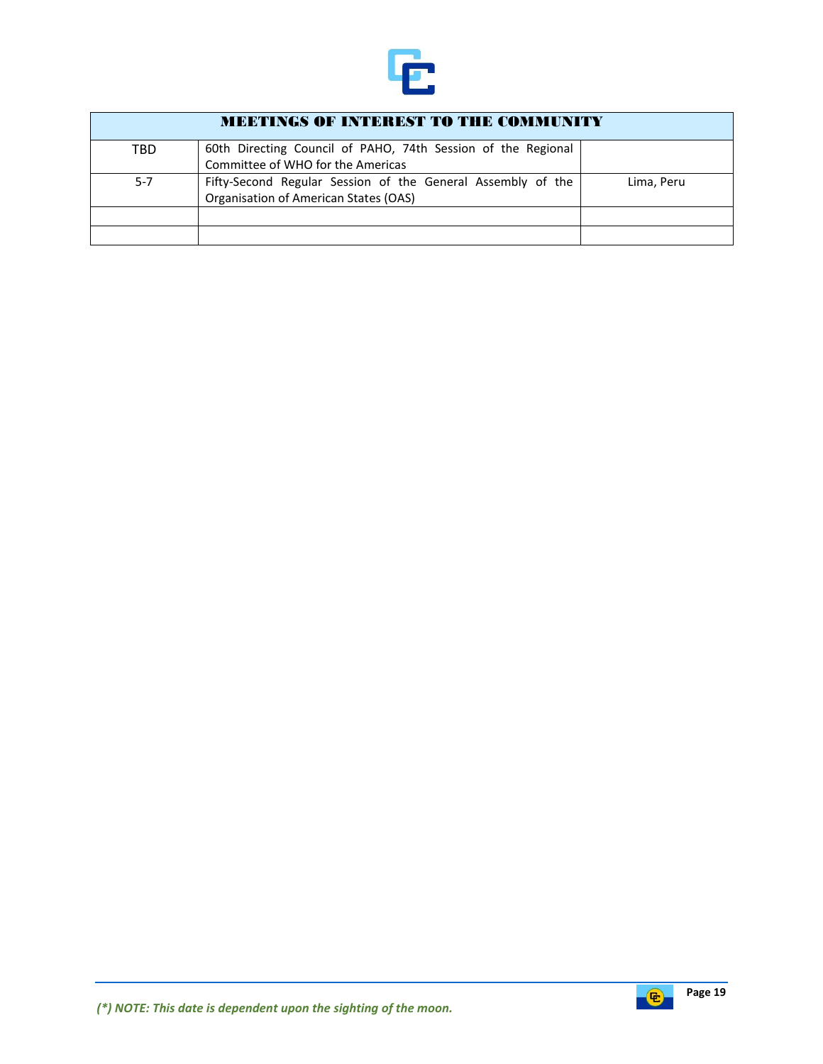| MEETINGS OF INTEREST TO THE COMMUNITY | | |
|---|---|---|
| TBD | 60th Directing Council of PAHO, 74th Session of the Regional Committee of WHO for the Americas | |
| 5-7 | Fifty-Second Regular Session of the General Assembly of the Organisation of American States (OAS) | Lima, Peru |
| | | |
| | | |

*(\*) NOTE: This date is dependent upon the sighting of the moon.*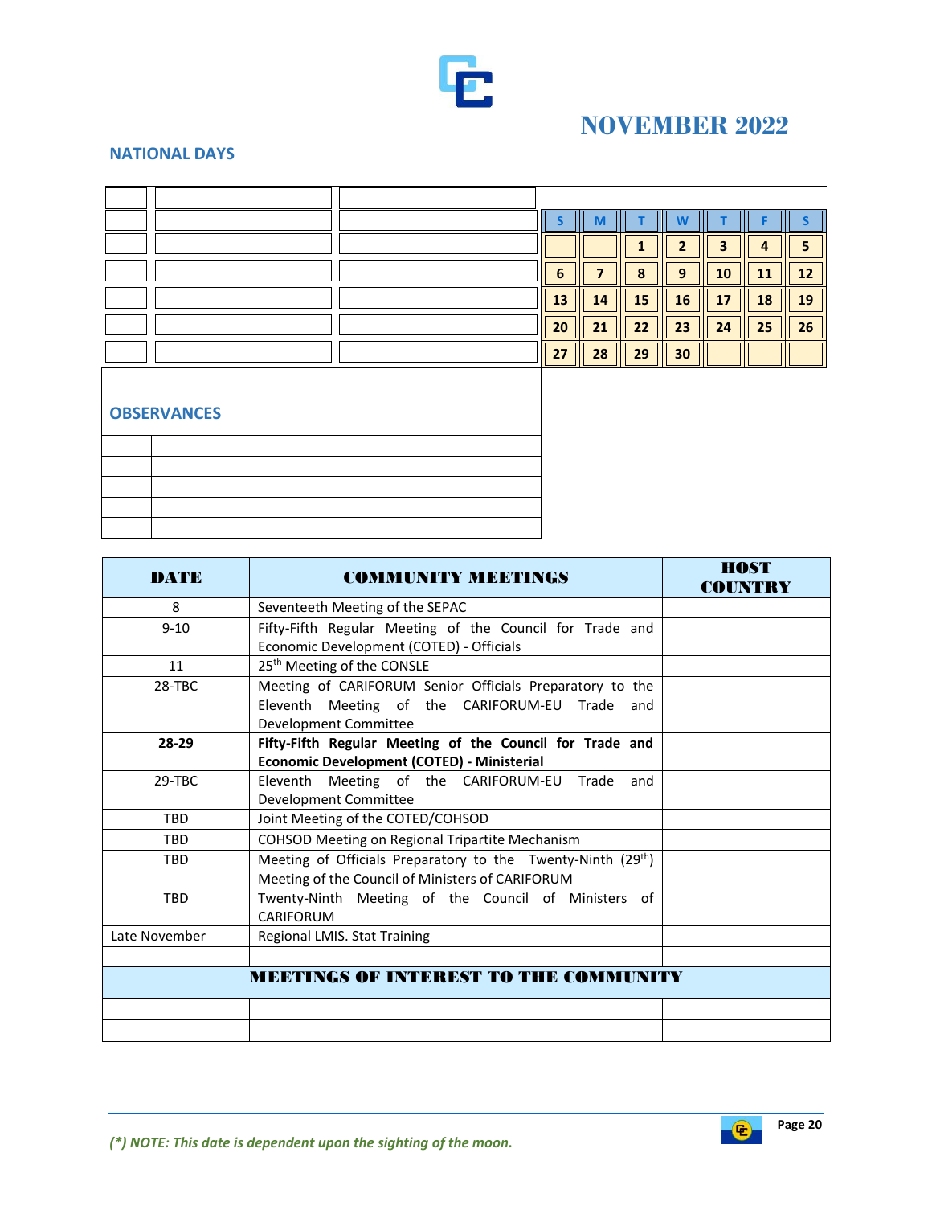# NOVEMBER 2022

## NATIONAL DAYS

| | | |
|---|---|---|
| | | |
| | | |
| | | |
| | | |
| | | |
| | | |

| S | M | T | W | T | F | S |
|---|---|---|---|---|---|---|
| | | 1 | 2 | 3 | 4 | 5 |
| 6 | 7 | 8 | 9 | 10 | 11 | 12 |
| 13 | 14 | 15 | 16 | 17 | 18 | 19 |
| 20 | 21 | 22 | 23 | 24 | 25 | 26 |
| 27 | 28 | 29 | 30 | | | |

## OBSERVANCES

| | |
|---|---|
| | |
| | |
| | |
| | |
| | |

| DATE | COMMUNITY MEETINGS | HOST COUNTRY |
|---|---|---|
| 8 | Seventeeth Meeting of the SEPAC | |
| 9-10 | Fifty-Fifth Regular Meeting of the Council for Trade and Economic Development (COTED) - Officials | |
| 11 | 25th Meeting of the CONSLE | |
| 28-TBC | Meeting of CARIFORUM Senior Officials Preparatory to the Eleventh Meeting of the CARIFORUM-EU Trade and Development Committee | |
| **28-29** | **Fifty-Fifth Regular Meeting of the Council for Trade and Economic Development (COTED) - Ministerial** | |
| 29-TBC | Eleventh Meeting of the CARIFORUM-EU Trade and Development Committee | |
| TBD | Joint Meeting of the COTED/COHSOD | |
| TBD | COHSOD Meeting on Regional Tripartite Mechanism | |
| TBD | Meeting of Officials Preparatory to the Twenty-Ninth (29th) Meeting of the Council of Ministers of CARIFORUM | |
| TBD | Twenty-Ninth Meeting of the Council of Ministers of CARIFORUM | |
| Late November | Regional LMIS. Stat Training | |
| | | |
| | **MEETINGS OF INTEREST TO THE COMMUNITY** | |
| | | |
| | | |

*(\*) NOTE: This date is dependent upon the sighting of the moon.*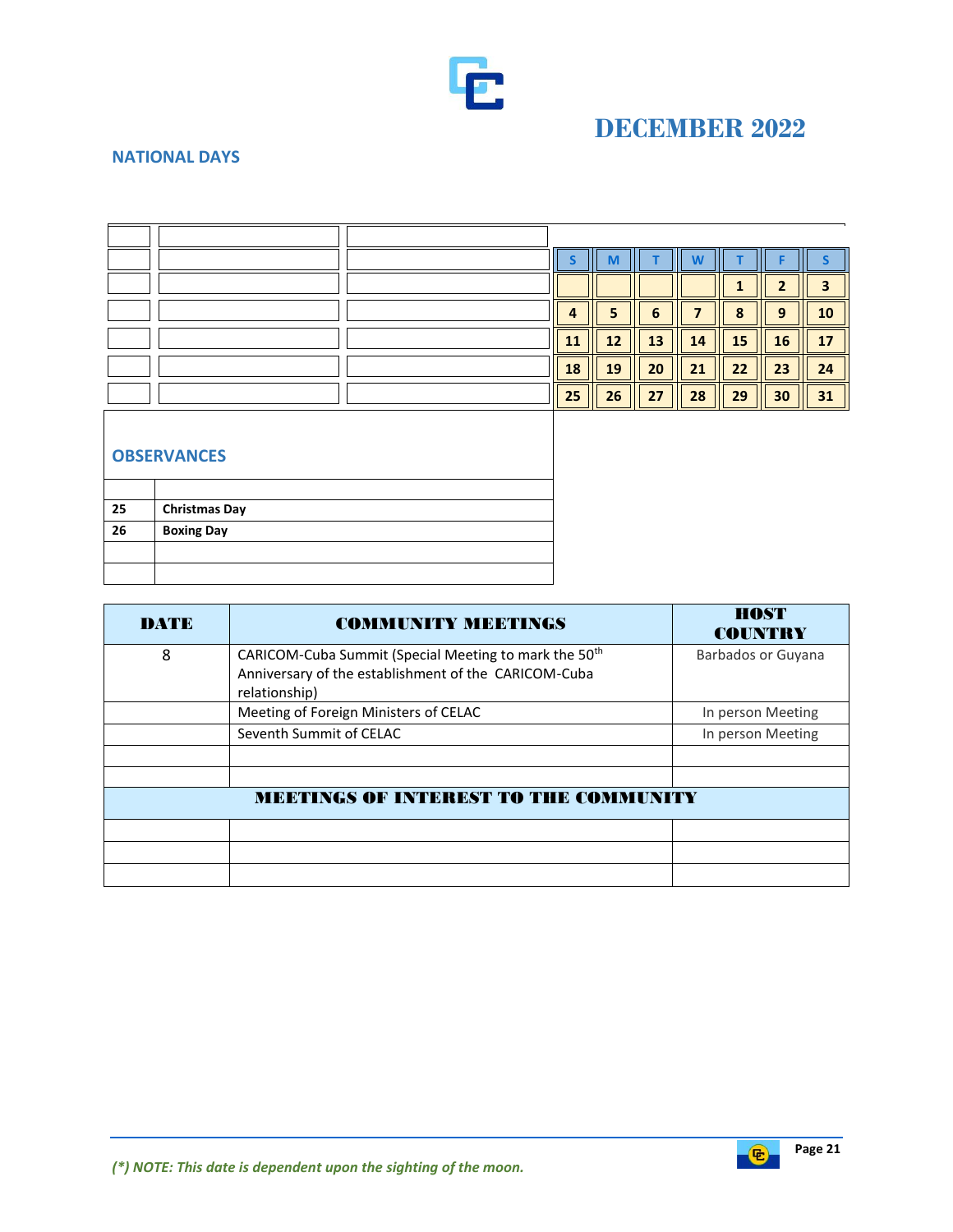# DECEMBER 2022

## NATIONAL DAYS

| | | |
|---|---|---|
| | | |
| | | |
| | | |
| | | |
| | | |
| | | |
| | | |

| S | M | T | W | T | F | S |
|---|---|---|---|---|---|---|
| | | | | 1 | 2 | 3 |
| 4 | 5 | 6 | 7 | 8 | 9 | 10 |
| 11 | 12 | 13 | 14 | 15 | 16 | 17 |
| 18 | 19 | 20 | 21 | 22 | 23 | 24 |
| 25 | 26 | 27 | 28 | 29 | 30 | 31 |

## OBSERVANCES

| | |
|---|---|
| | |
| **25** | **Christmas Day** |
| **26** | **Boxing Day** |
| | |
| | |

| DATE | COMMUNITY MEETINGS | HOST COUNTRY |
|---|---|---|
| 8 | CARICOM-Cuba Summit (Special Meeting to mark the 50th Anniversary of the establishment of the CARICOM-Cuba relationship) | Barbados or Guyana |
| | Meeting of Foreign Ministers of CELAC | In person Meeting |
| | Seventh Summit of CELAC | In person Meeting |
| | | |
| | | |
| **MEETINGS OF INTEREST TO THE COMMUNITY** | | |
| | | |
| | | |
| | | |

*(\*) NOTE: This date is dependent upon the sighting of the moon.*